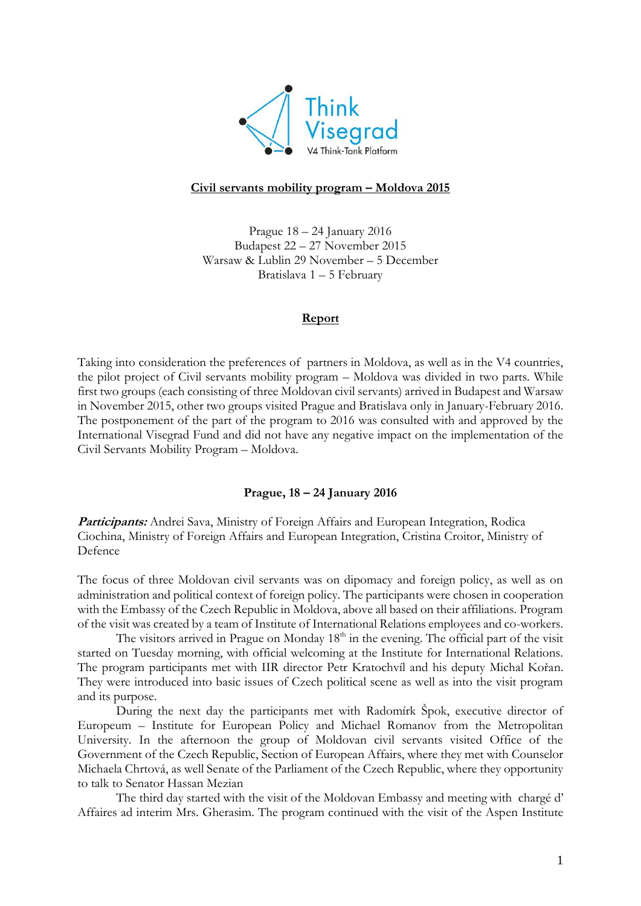Think Visegrad
V4 Think-Tank Platform

**Civil servants mobility program – Moldova 2015**

Prague 18 – 24 January 2016
Budapest 22 – 27 November 2015
Warsaw & Lublin 29 November – 5 December
Bratislava 1 – 5 February

**Report**

Taking into consideration the preferences of partners in Moldova, as well as in the V4 countries, the pilot project of Civil servants mobility program – Moldova was divided in two parts. While first two groups (each consisting of three Moldovan civil servants) arrived in Budapest and Warsaw in November 2015, other two groups visited Prague and Bratislava only in January-February 2016. The postponement of the part of the program to 2016 was consulted with and approved by the International Visegrad Fund and did not have any negative impact on the implementation of the Civil Servants Mobility Program – Moldova.

**Prague, 18 – 24 January 2016**

***Participants:*** Andrei Sava, Ministry of Foreign Affairs and European Integration, Rodica Ciochina, Ministry of Foreign Affairs and European Integration, Cristina Croitor, Ministry of Defence

The focus of three Moldovan civil servants was on dipomacy and foreign policy, as well as on administration and political context of foreign policy. The participants were chosen in cooperation with the Embassy of the Czech Republic in Moldova, above all based on their affiliations. Program of the visit was created by a team of Institute of International Relations employees and co-workers.

The visitors arrived in Prague on Monday 18th in the evening. The official part of the visit started on Tuesday morning, with official welcoming at the Institute for International Relations. The program participants met with IIR director Petr Kratochvíl and his deputy Michal Kořan. They were introduced into basic issues of Czech political scene as well as into the visit program and its purpose.

During the next day the participants met with Radomírk Špok, executive director of Europeum – Institute for European Policy and Michael Romanov from the Metropolitan University. In the afternoon the group of Moldovan civil servants visited Office of the Government of the Czech Republic, Section of European Affairs, where they met with Counselor Michaela Chrtová, as well Senate of the Parliament of the Czech Republic, where they opportunity to talk to Senator Hassan Mezian

The third day started with the visit of the Moldovan Embassy and meeting with chargé d' Affaires ad interim Mrs. Gherasim. The program continued with the visit of the Aspen Institute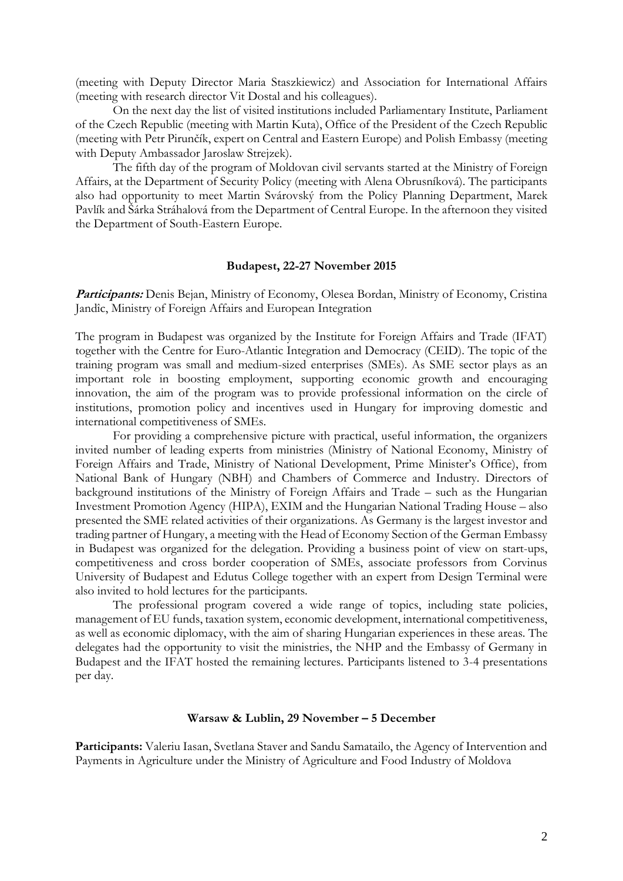(meeting with Deputy Director Maria Staszkiewicz) and Association for International Affairs (meeting with research director Vit Dostal and his colleagues).

On the next day the list of visited institutions included Parliamentary Institute, Parliament of the Czech Republic (meeting with Martin Kuta), Office of the President of the Czech Republic (meeting with Petr Pirunčík, expert on Central and Eastern Europe) and Polish Embassy (meeting with Deputy Ambassador Jaroslaw Strejzek).

The fifth day of the program of Moldovan civil servants started at the Ministry of Foreign Affairs, at the Department of Security Policy (meeting with Alena Obrusníková). The participants also had opportunity to meet Martin Svárovský from the Policy Planning Department, Marek Pavlík and Šárka Stráhalová from the Department of Central Europe. In the afternoon they visited the Department of South-Eastern Europe.

**Budapest, 22-27 November 2015**

***Participants:*** Denis Bejan, Ministry of Economy, Olesea Bordan, Ministry of Economy, Cristina Jandic, Ministry of Foreign Affairs and European Integration

The program in Budapest was organized by the Institute for Foreign Affairs and Trade (IFAT) together with the Centre for Euro-Atlantic Integration and Democracy (CEID). The topic of the training program was small and medium-sized enterprises (SMEs). As SME sector plays as an important role in boosting employment, supporting economic growth and encouraging innovation, the aim of the program was to provide professional information on the circle of institutions, promotion policy and incentives used in Hungary for improving domestic and international competitiveness of SMEs.

For providing a comprehensive picture with practical, useful information, the organizers invited number of leading experts from ministries (Ministry of National Economy, Ministry of Foreign Affairs and Trade, Ministry of National Development, Prime Minister's Office), from National Bank of Hungary (NBH) and Chambers of Commerce and Industry. Directors of background institutions of the Ministry of Foreign Affairs and Trade – such as the Hungarian Investment Promotion Agency (HIPA), EXIM and the Hungarian National Trading House – also presented the SME related activities of their organizations. As Germany is the largest investor and trading partner of Hungary, a meeting with the Head of Economy Section of the German Embassy in Budapest was organized for the delegation. Providing a business point of view on start-ups, competitiveness and cross border cooperation of SMEs, associate professors from Corvinus University of Budapest and Edutus College together with an expert from Design Terminal were also invited to hold lectures for the participants.

The professional program covered a wide range of topics, including state policies, management of EU funds, taxation system, economic development, international competitiveness, as well as economic diplomacy, with the aim of sharing Hungarian experiences in these areas. The delegates had the opportunity to visit the ministries, the NHP and the Embassy of Germany in Budapest and the IFAT hosted the remaining lectures. Participants listened to 3-4 presentations per day.

**Warsaw & Lublin, 29 November – 5 December**

**Participants:** Valeriu Iasan, Svetlana Staver and Sandu Samatailo, the Agency of Intervention and Payments in Agriculture under the Ministry of Agriculture and Food Industry of Moldova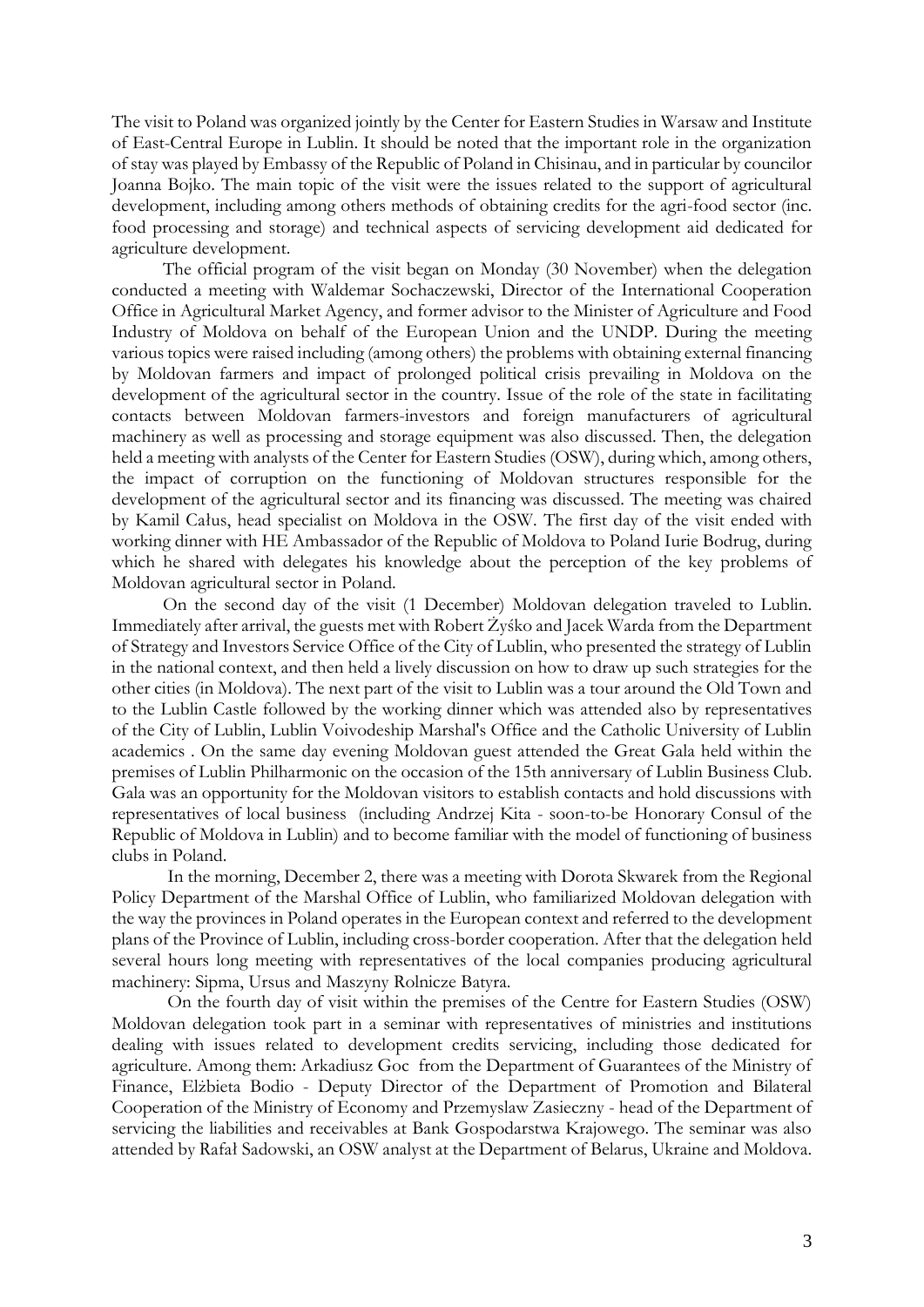The visit to Poland was organized jointly by the Center for Eastern Studies in Warsaw and Institute of East-Central Europe in Lublin. It should be noted that the important role in the organization of stay was played by Embassy of the Republic of Poland in Chisinau, and in particular by councilor Joanna Bojko. The main topic of the visit were the issues related to the support of agricultural development, including among others methods of obtaining credits for the agri-food sector (inc. food processing and storage) and technical aspects of servicing development aid dedicated for agriculture development.

The official program of the visit began on Monday (30 November) when the delegation conducted a meeting with Waldemar Sochaczewski, Director of the International Cooperation Office in Agricultural Market Agency, and former advisor to the Minister of Agriculture and Food Industry of Moldova on behalf of the European Union and the UNDP. During the meeting various topics were raised including (among others) the problems with obtaining external financing by Moldovan farmers and impact of prolonged political crisis prevailing in Moldova on the development of the agricultural sector in the country. Issue of the role of the state in facilitating contacts between Moldovan farmers-investors and foreign manufacturers of agricultural machinery as well as processing and storage equipment was also discussed. Then, the delegation held a meeting with analysts of the Center for Eastern Studies (OSW), during which, among others, the impact of corruption on the functioning of Moldovan structures responsible for the development of the agricultural sector and its financing was discussed. The meeting was chaired by Kamil Całus, head specialist on Moldova in the OSW. The first day of the visit ended with working dinner with HE Ambassador of the Republic of Moldova to Poland Iurie Bodrug, during which he shared with delegates his knowledge about the perception of the key problems of Moldovan agricultural sector in Poland.

On the second day of the visit (1 December) Moldovan delegation traveled to Lublin. Immediately after arrival, the guests met with Robert Żyśko and Jacek Warda from the Department of Strategy and Investors Service Office of the City of Lublin, who presented the strategy of Lublin in the national context, and then held a lively discussion on how to draw up such strategies for the other cities (in Moldova). The next part of the visit to Lublin was a tour around the Old Town and to the Lublin Castle followed by the working dinner which was attended also by representatives of the City of Lublin, Lublin Voivodeship Marshal's Office and the Catholic University of Lublin academics . On the same day evening Moldovan guest attended the Great Gala held within the premises of Lublin Philharmonic on the occasion of the 15th anniversary of Lublin Business Club. Gala was an opportunity for the Moldovan visitors to establish contacts and hold discussions with representatives of local business (including Andrzej Kita - soon-to-be Honorary Consul of the Republic of Moldova in Lublin) and to become familiar with the model of functioning of business clubs in Poland.

In the morning, December 2, there was a meeting with Dorota Skwarek from the Regional Policy Department of the Marshal Office of Lublin, who familiarized Moldovan delegation with the way the provinces in Poland operates in the European context and referred to the development plans of the Province of Lublin, including cross-border cooperation. After that the delegation held several hours long meeting with representatives of the local companies producing agricultural machinery: Sipma, Ursus and Maszyny Rolnicze Batyra.

On the fourth day of visit within the premises of the Centre for Eastern Studies (OSW) Moldovan delegation took part in a seminar with representatives of ministries and institutions dealing with issues related to development credits servicing, including those dedicated for agriculture. Among them: Arkadiusz Goc from the Department of Guarantees of the Ministry of Finance, Elżbieta Bodio - Deputy Director of the Department of Promotion and Bilateral Cooperation of the Ministry of Economy and Przemyslaw Zasieczny - head of the Department of servicing the liabilities and receivables at Bank Gospodarstwa Krajowego. The seminar was also attended by Rafał Sadowski, an OSW analyst at the Department of Belarus, Ukraine and Moldova.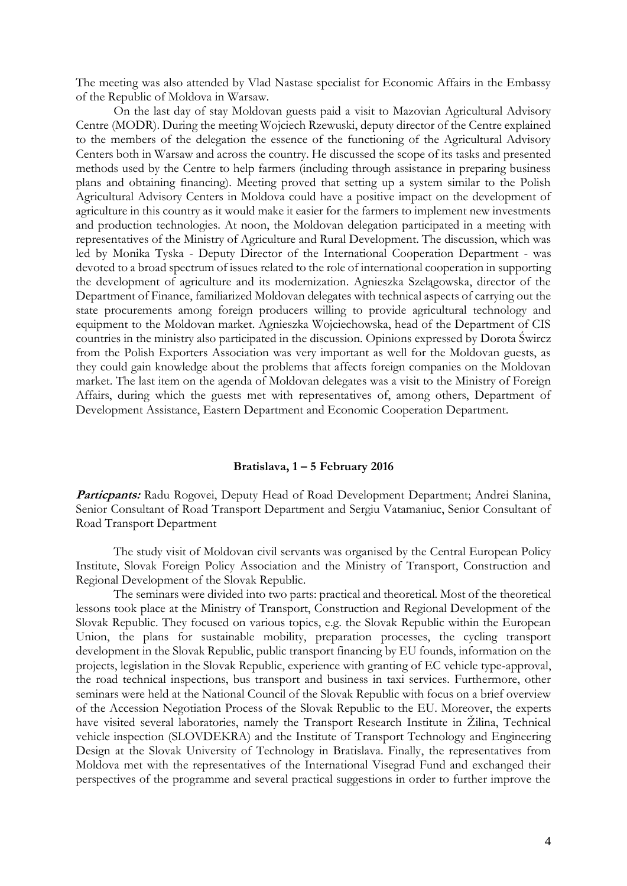The meeting was also attended by Vlad Nastase specialist for Economic Affairs in the Embassy of the Republic of Moldova in Warsaw.

On the last day of stay Moldovan guests paid a visit to Mazovian Agricultural Advisory Centre (MODR). During the meeting Wojciech Rzewuski, deputy director of the Centre explained to the members of the delegation the essence of the functioning of the Agricultural Advisory Centers both in Warsaw and across the country. He discussed the scope of its tasks and presented methods used by the Centre to help farmers (including through assistance in preparing business plans and obtaining financing). Meeting proved that setting up a system similar to the Polish Agricultural Advisory Centers in Moldova could have a positive impact on the development of agriculture in this country as it would make it easier for the farmers to implement new investments and production technologies. At noon, the Moldovan delegation participated in a meeting with representatives of the Ministry of Agriculture and Rural Development. The discussion, which was led by Monika Tyska - Deputy Director of the International Cooperation Department - was devoted to a broad spectrum of issues related to the role of international cooperation in supporting the development of agriculture and its modernization. Agnieszka Szelągowska, director of the Department of Finance, familiarized Moldovan delegates with technical aspects of carrying out the state procurements among foreign producers willing to provide agricultural technology and equipment to the Moldovan market. Agnieszka Wojciechowska, head of the Department of CIS countries in the ministry also participated in the discussion. Opinions expressed by Dorota Śwircz from the Polish Exporters Association was very important as well for the Moldovan guests, as they could gain knowledge about the problems that affects foreign companies on the Moldovan market. The last item on the agenda of Moldovan delegates was a visit to the Ministry of Foreign Affairs, during which the guests met with representatives of, among others, Department of Development Assistance, Eastern Department and Economic Cooperation Department.

**Bratislava, 1 – 5 February 2016**

***Particpants:*** Radu Rogovei, Deputy Head of Road Development Department; Andrei Slanina, Senior Consultant of Road Transport Department and Sergiu Vatamaniuc, Senior Consultant of Road Transport Department

The study visit of Moldovan civil servants was organised by the Central European Policy Institute, Slovak Foreign Policy Association and the Ministry of Transport, Construction and Regional Development of the Slovak Republic.

The seminars were divided into two parts: practical and theoretical. Most of the theoretical lessons took place at the Ministry of Transport, Construction and Regional Development of the Slovak Republic. They focused on various topics, e.g. the Slovak Republic within the European Union, the plans for sustainable mobility, preparation processes, the cycling transport development in the Slovak Republic, public transport financing by EU founds, information on the projects, legislation in the Slovak Republic, experience with granting of EC vehicle type-approval, the road technical inspections, bus transport and business in taxi services. Furthermore, other seminars were held at the National Council of the Slovak Republic with focus on a brief overview of the Accession Negotiation Process of the Slovak Republic to the EU. Moreover, the experts have visited several laboratories, namely the Transport Research Institute in Žilina, Technical vehicle inspection (SLOVDEKRA) and the Institute of Transport Technology and Engineering Design at the Slovak University of Technology in Bratislava. Finally, the representatives from Moldova met with the representatives of the International Visegrad Fund and exchanged their perspectives of the programme and several practical suggestions in order to further improve the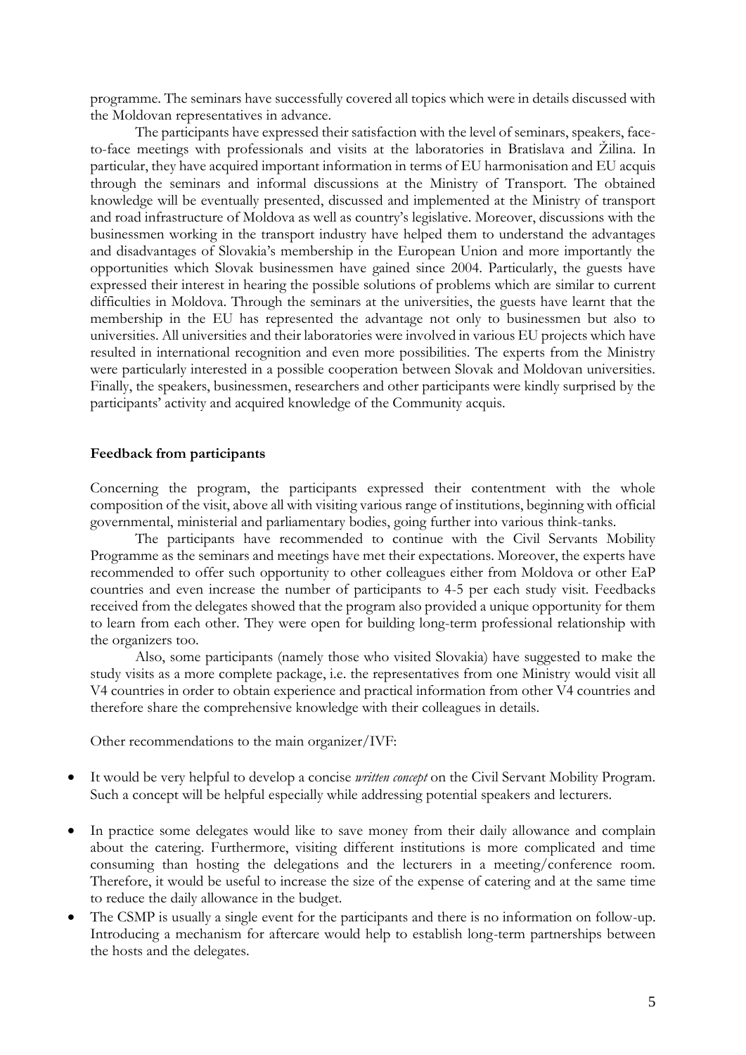programme. The seminars have successfully covered all topics which were in details discussed with the Moldovan representatives in advance.

The participants have expressed their satisfaction with the level of seminars, speakers, face-to-face meetings with professionals and visits at the laboratories in Bratislava and Žilina. In particular, they have acquired important information in terms of EU harmonisation and EU acquis through the seminars and informal discussions at the Ministry of Transport. The obtained knowledge will be eventually presented, discussed and implemented at the Ministry of transport and road infrastructure of Moldova as well as country's legislative. Moreover, discussions with the businessmen working in the transport industry have helped them to understand the advantages and disadvantages of Slovakia's membership in the European Union and more importantly the opportunities which Slovak businessmen have gained since 2004. Particularly, the guests have expressed their interest in hearing the possible solutions of problems which are similar to current difficulties in Moldova. Through the seminars at the universities, the guests have learnt that the membership in the EU has represented the advantage not only to businessmen but also to universities. All universities and their laboratories were involved in various EU projects which have resulted in international recognition and even more possibilities. The experts from the Ministry were particularly interested in a possible cooperation between Slovak and Moldovan universities. Finally, the speakers, businessmen, researchers and other participants were kindly surprised by the participants' activity and acquired knowledge of the Community acquis.

**Feedback from participants**

Concerning the program, the participants expressed their contentment with the whole composition of the visit, above all with visiting various range of institutions, beginning with official governmental, ministerial and parliamentary bodies, going further into various think-tanks.

The participants have recommended to continue with the Civil Servants Mobility Programme as the seminars and meetings have met their expectations. Moreover, the experts have recommended to offer such opportunity to other colleagues either from Moldova or other EaP countries and even increase the number of participants to 4-5 per each study visit. Feedbacks received from the delegates showed that the program also provided a unique opportunity for them to learn from each other. They were open for building long-term professional relationship with the organizers too.

Also, some participants (namely those who visited Slovakia) have suggested to make the study visits as a more complete package, i.e. the representatives from one Ministry would visit all V4 countries in order to obtain experience and practical information from other V4 countries and therefore share the comprehensive knowledge with their colleagues in details.

Other recommendations to the main organizer/IVF:

- It would be very helpful to develop a concise *written concept* on the Civil Servant Mobility Program. Such a concept will be helpful especially while addressing potential speakers and lecturers.
- In practice some delegates would like to save money from their daily allowance and complain about the catering. Furthermore, visiting different institutions is more complicated and time consuming than hosting the delegations and the lecturers in a meeting/conference room. Therefore, it would be useful to increase the size of the expense of catering and at the same time to reduce the daily allowance in the budget.
- The CSMP is usually a single event for the participants and there is no information on follow-up. Introducing a mechanism for aftercare would help to establish long-term partnerships between the hosts and the delegates.